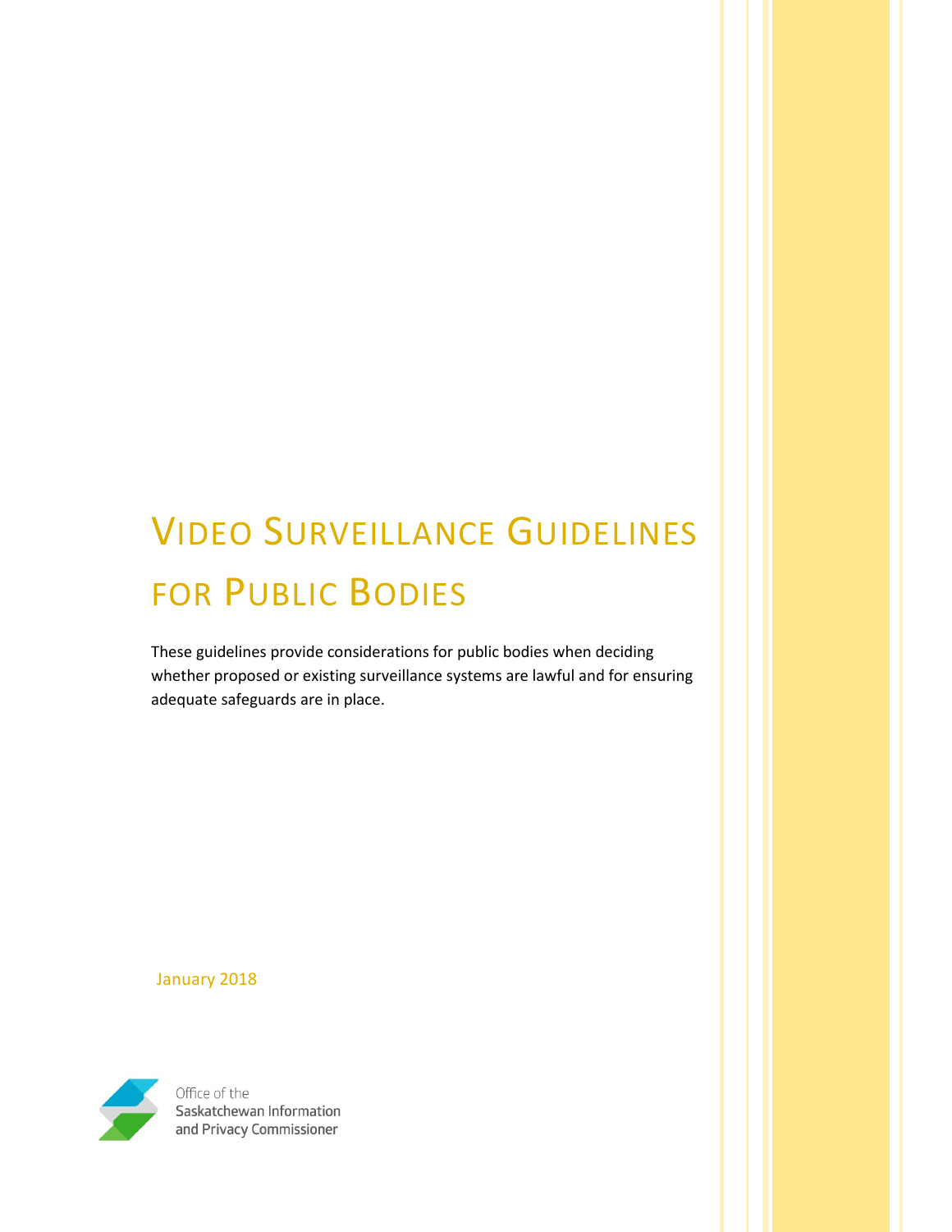# Video Surveillance Guidelines for Public Bodies

These guidelines provide considerations for public bodies when deciding whether proposed or existing surveillance systems are lawful and for ensuring adequate safeguards are in place.

January 2018

Office of the
Saskatchewan Information
and Privacy Commissioner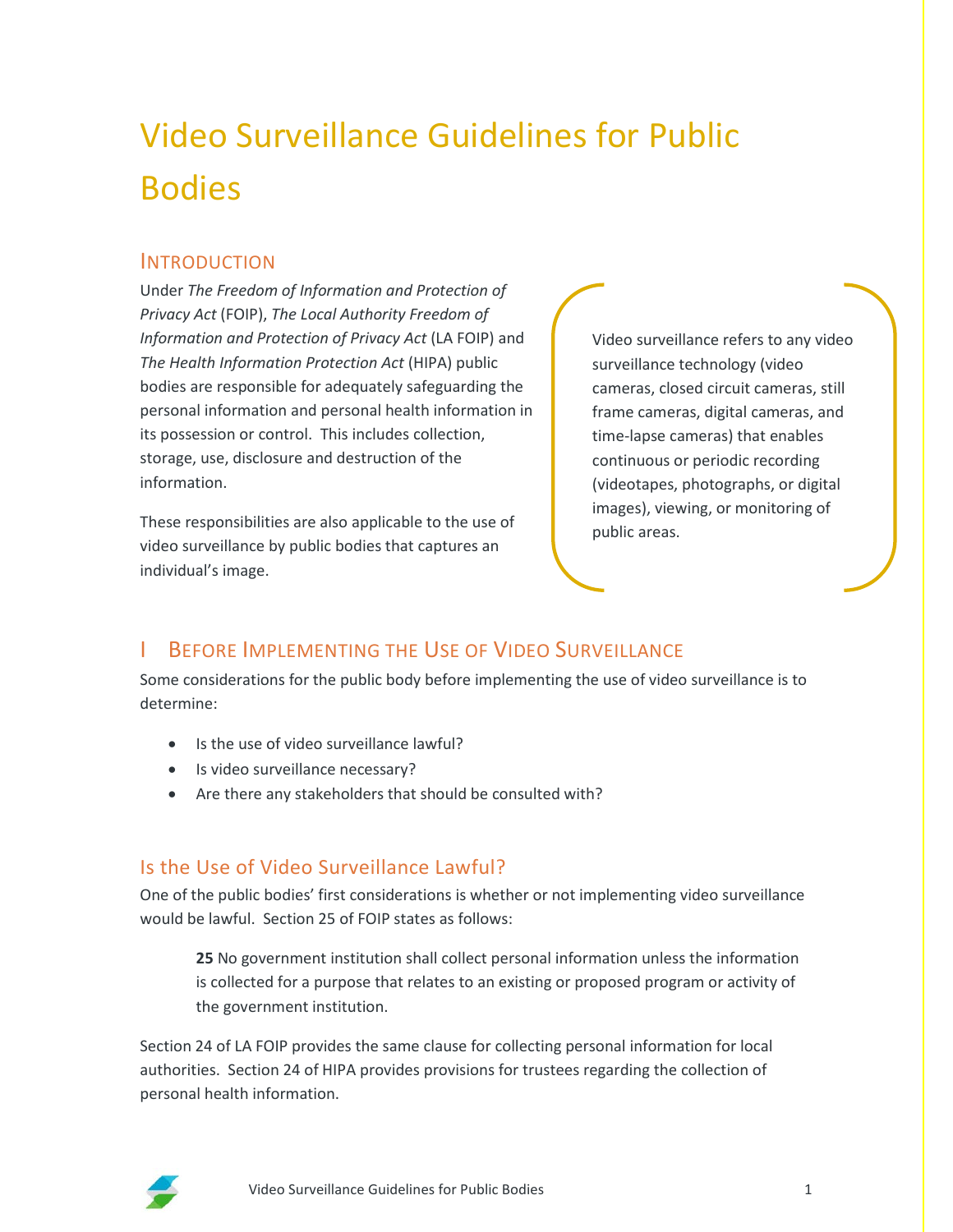# Video Surveillance Guidelines for Public Bodies

## Introduction

Under *The Freedom of Information and Protection of Privacy Act* (FOIP), *The Local Authority Freedom of Information and Protection of Privacy Act* (LA FOIP) and *The Health Information Protection Act* (HIPA) public bodies are responsible for adequately safeguarding the personal information and personal health information in its possession or control. This includes collection, storage, use, disclosure and destruction of the information.

These responsibilities are also applicable to the use of video surveillance by public bodies that captures an individual's image.

> Video surveillance refers to any video surveillance technology (video cameras, closed circuit cameras, still frame cameras, digital cameras, and time-lapse cameras) that enables continuous or periodic recording (videotapes, photographs, or digital images), viewing, or monitoring of public areas.

## I Before Implementing the Use of Video Surveillance

Some considerations for the public body before implementing the use of video surveillance is to determine:

- Is the use of video surveillance lawful?
- Is video surveillance necessary?
- Are there any stakeholders that should be consulted with?

### Is the Use of Video Surveillance Lawful?

One of the public bodies' first considerations is whether or not implementing video surveillance would be lawful. Section 25 of FOIP states as follows:

> **25** No government institution shall collect personal information unless the information is collected for a purpose that relates to an existing or proposed program or activity of the government institution.

Section 24 of LA FOIP provides the same clause for collecting personal information for local authorities. Section 24 of HIPA provides provisions for trustees regarding the collection of personal health information.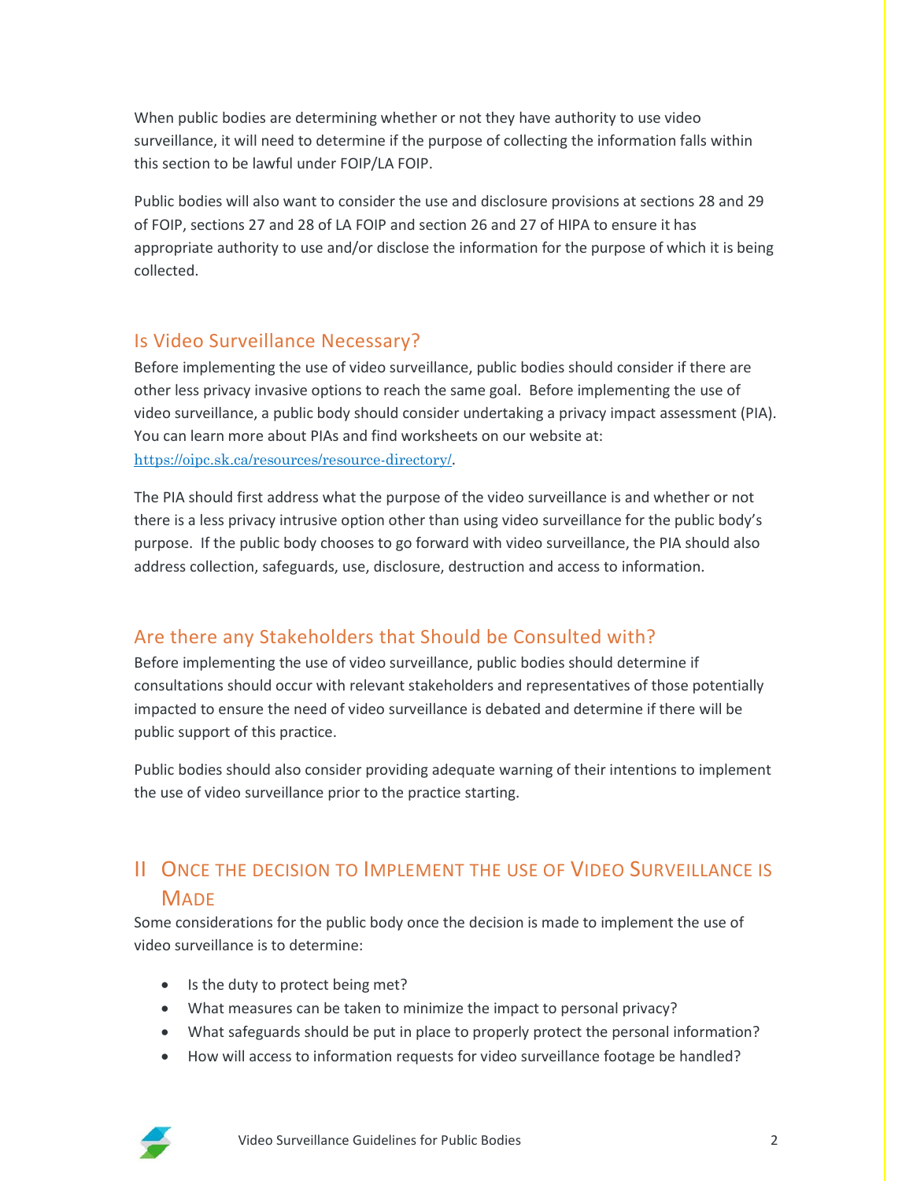When public bodies are determining whether or not they have authority to use video surveillance, it will need to determine if the purpose of collecting the information falls within this section to be lawful under FOIP/LA FOIP.

Public bodies will also want to consider the use and disclosure provisions at sections 28 and 29 of FOIP, sections 27 and 28 of LA FOIP and section 26 and 27 of HIPA to ensure it has appropriate authority to use and/or disclose the information for the purpose of which it is being collected.

### Is Video Surveillance Necessary?

Before implementing the use of video surveillance, public bodies should consider if there are other less privacy invasive options to reach the same goal. Before implementing the use of video surveillance, a public body should consider undertaking a privacy impact assessment (PIA). You can learn more about PIAs and find worksheets on our website at: https://oipc.sk.ca/resources/resource-directory/.

The PIA should first address what the purpose of the video surveillance is and whether or not there is a less privacy intrusive option other than using video surveillance for the public body's purpose. If the public body chooses to go forward with video surveillance, the PIA should also address collection, safeguards, use, disclosure, destruction and access to information.

### Are there any Stakeholders that Should be Consulted with?

Before implementing the use of video surveillance, public bodies should determine if consultations should occur with relevant stakeholders and representatives of those potentially impacted to ensure the need of video surveillance is debated and determine if there will be public support of this practice.

Public bodies should also consider providing adequate warning of their intentions to implement the use of video surveillance prior to the practice starting.

## II Once the decision to Implement the use of Video Surveillance is Made

Some considerations for the public body once the decision is made to implement the use of video surveillance is to determine:

- Is the duty to protect being met?
- What measures can be taken to minimize the impact to personal privacy?
- What safeguards should be put in place to properly protect the personal information?
- How will access to information requests for video surveillance footage be handled?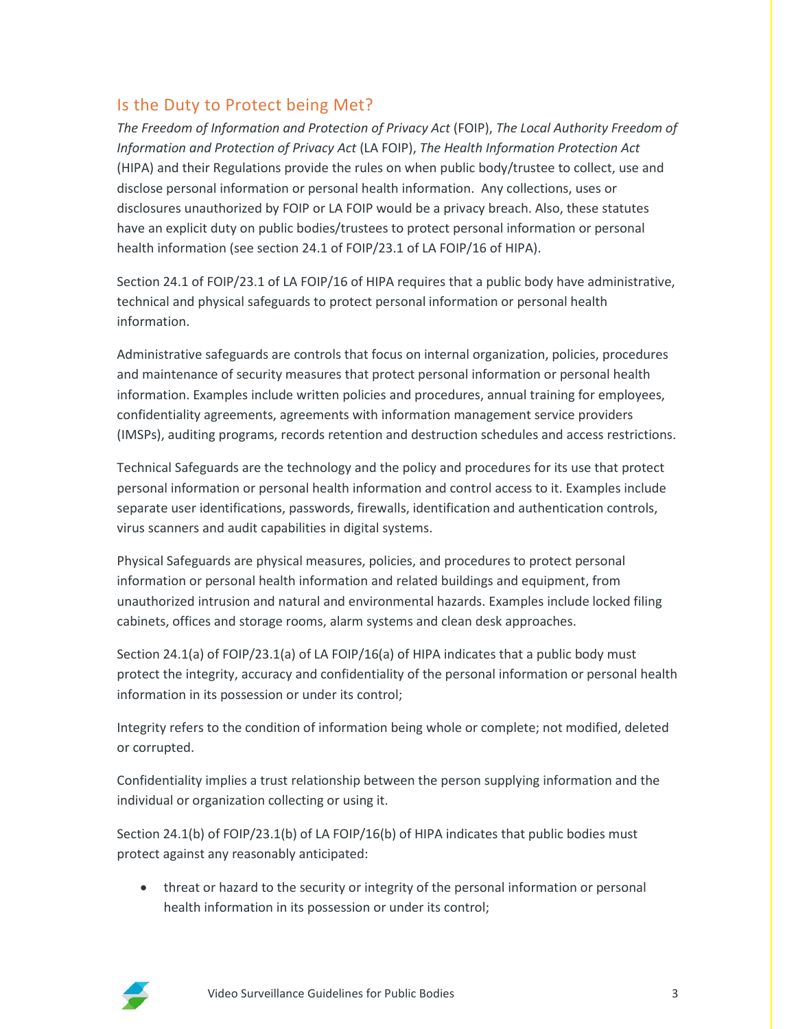## Is the Duty to Protect being Met?

*The Freedom of Information and Protection of Privacy Act* (FOIP), *The Local Authority Freedom of Information and Protection of Privacy Act* (LA FOIP), *The Health Information Protection Act* (HIPA) and their Regulations provide the rules on when public body/trustee to collect, use and disclose personal information or personal health information. Any collections, uses or disclosures unauthorized by FOIP or LA FOIP would be a privacy breach. Also, these statutes have an explicit duty on public bodies/trustees to protect personal information or personal health information (see section 24.1 of FOIP/23.1 of LA FOIP/16 of HIPA).

Section 24.1 of FOIP/23.1 of LA FOIP/16 of HIPA requires that a public body have administrative, technical and physical safeguards to protect personal information or personal health information.

Administrative safeguards are controls that focus on internal organization, policies, procedures and maintenance of security measures that protect personal information or personal health information. Examples include written policies and procedures, annual training for employees, confidentiality agreements, agreements with information management service providers (IMSPs), auditing programs, records retention and destruction schedules and access restrictions.

Technical Safeguards are the technology and the policy and procedures for its use that protect personal information or personal health information and control access to it. Examples include separate user identifications, passwords, firewalls, identification and authentication controls, virus scanners and audit capabilities in digital systems.

Physical Safeguards are physical measures, policies, and procedures to protect personal information or personal health information and related buildings and equipment, from unauthorized intrusion and natural and environmental hazards. Examples include locked filing cabinets, offices and storage rooms, alarm systems and clean desk approaches.

Section 24.1(a) of FOIP/23.1(a) of LA FOIP/16(a) of HIPA indicates that a public body must protect the integrity, accuracy and confidentiality of the personal information or personal health information in its possession or under its control;

Integrity refers to the condition of information being whole or complete; not modified, deleted or corrupted.

Confidentiality implies a trust relationship between the person supplying information and the individual or organization collecting or using it.

Section 24.1(b) of FOIP/23.1(b) of LA FOIP/16(b) of HIPA indicates that public bodies must protect against any reasonably anticipated:

- threat or hazard to the security or integrity of the personal information or personal health information in its possession or under its control;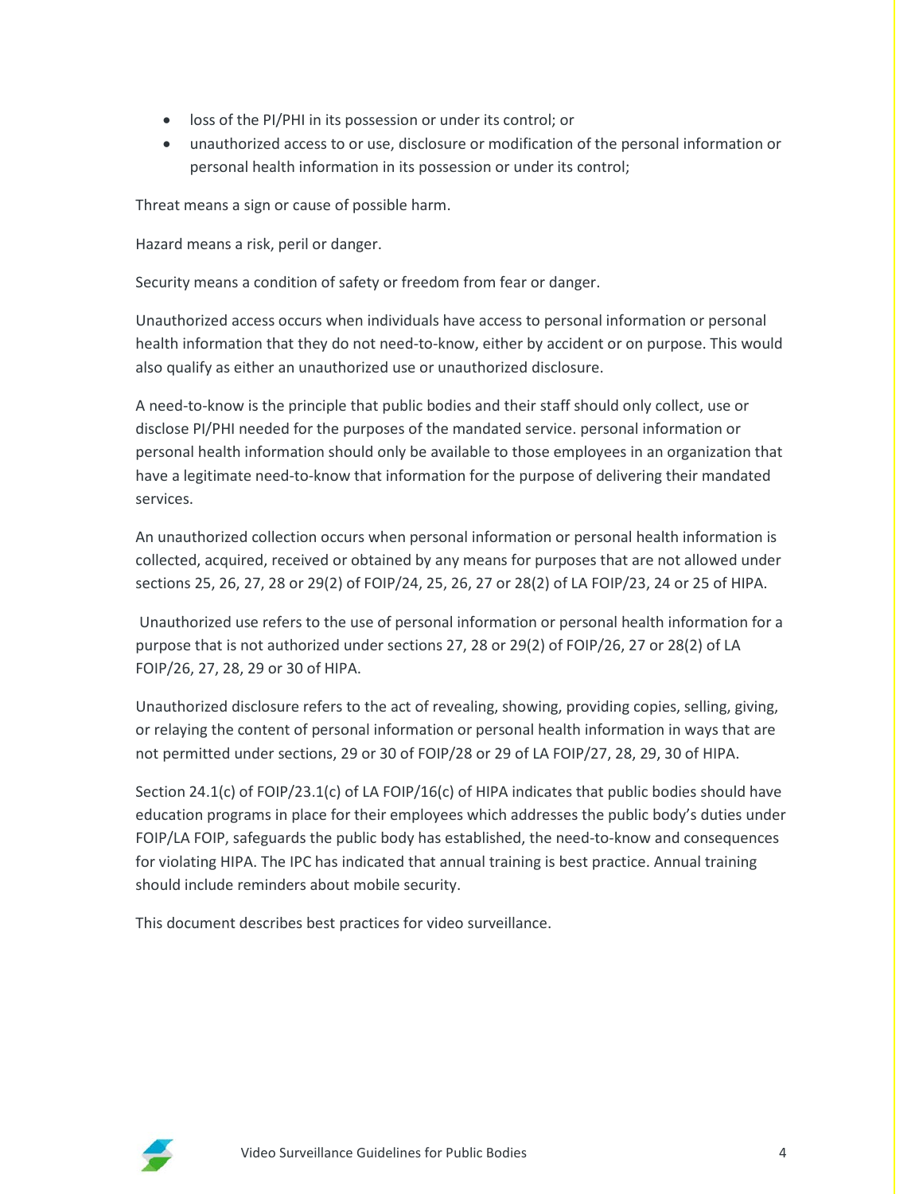- loss of the PI/PHI in its possession or under its control; or
- unauthorized access to or use, disclosure or modification of the personal information or personal health information in its possession or under its control;

Threat means a sign or cause of possible harm.

Hazard means a risk, peril or danger.

Security means a condition of safety or freedom from fear or danger.

Unauthorized access occurs when individuals have access to personal information or personal health information that they do not need-to-know, either by accident or on purpose. This would also qualify as either an unauthorized use or unauthorized disclosure.

A need-to-know is the principle that public bodies and their staff should only collect, use or disclose PI/PHI needed for the purposes of the mandated service. personal information or personal health information should only be available to those employees in an organization that have a legitimate need-to-know that information for the purpose of delivering their mandated services.

An unauthorized collection occurs when personal information or personal health information is collected, acquired, received or obtained by any means for purposes that are not allowed under sections 25, 26, 27, 28 or 29(2) of FOIP/24, 25, 26, 27 or 28(2) of LA FOIP/23, 24 or 25 of HIPA.

Unauthorized use refers to the use of personal information or personal health information for a purpose that is not authorized under sections 27, 28 or 29(2) of FOIP/26, 27 or 28(2) of LA FOIP/26, 27, 28, 29 or 30 of HIPA.

Unauthorized disclosure refers to the act of revealing, showing, providing copies, selling, giving, or relaying the content of personal information or personal health information in ways that are not permitted under sections, 29 or 30 of FOIP/28 or 29 of LA FOIP/27, 28, 29, 30 of HIPA.

Section 24.1(c) of FOIP/23.1(c) of LA FOIP/16(c) of HIPA indicates that public bodies should have education programs in place for their employees which addresses the public body's duties under FOIP/LA FOIP, safeguards the public body has established, the need-to-know and consequences for violating HIPA. The IPC has indicated that annual training is best practice. Annual training should include reminders about mobile security.

This document describes best practices for video surveillance.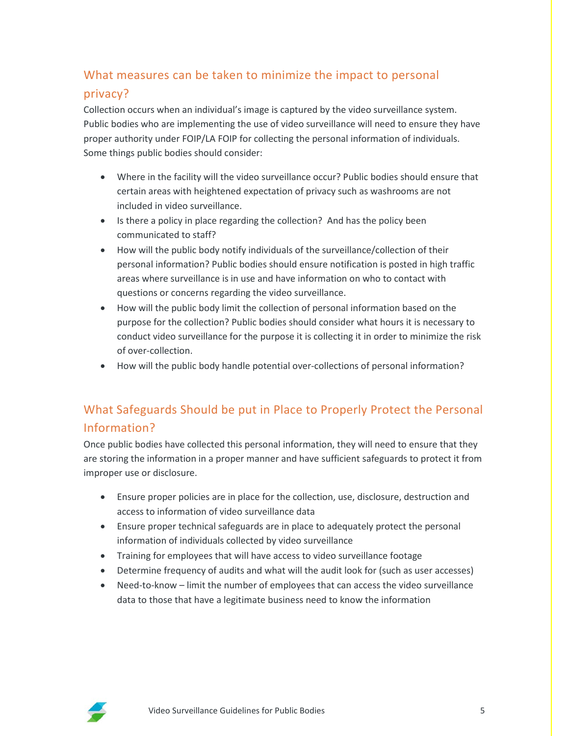## What measures can be taken to minimize the impact to personal privacy?

Collection occurs when an individual's image is captured by the video surveillance system. Public bodies who are implementing the use of video surveillance will need to ensure they have proper authority under FOIP/LA FOIP for collecting the personal information of individuals. Some things public bodies should consider:

- Where in the facility will the video surveillance occur? Public bodies should ensure that certain areas with heightened expectation of privacy such as washrooms are not included in video surveillance.
- Is there a policy in place regarding the collection? And has the policy been communicated to staff?
- How will the public body notify individuals of the surveillance/collection of their personal information? Public bodies should ensure notification is posted in high traffic areas where surveillance is in use and have information on who to contact with questions or concerns regarding the video surveillance.
- How will the public body limit the collection of personal information based on the purpose for the collection? Public bodies should consider what hours it is necessary to conduct video surveillance for the purpose it is collecting it in order to minimize the risk of over-collection.
- How will the public body handle potential over-collections of personal information?

## What Safeguards Should be put in Place to Properly Protect the Personal Information?

Once public bodies have collected this personal information, they will need to ensure that they are storing the information in a proper manner and have sufficient safeguards to protect it from improper use or disclosure.

- Ensure proper policies are in place for the collection, use, disclosure, destruction and access to information of video surveillance data
- Ensure proper technical safeguards are in place to adequately protect the personal information of individuals collected by video surveillance
- Training for employees that will have access to video surveillance footage
- Determine frequency of audits and what will the audit look for (such as user accesses)
- Need-to-know – limit the number of employees that can access the video surveillance data to those that have a legitimate business need to know the information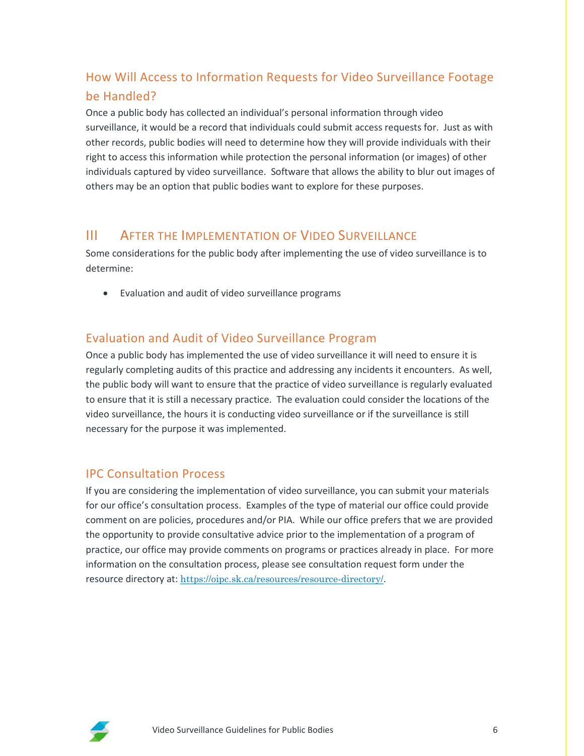## How Will Access to Information Requests for Video Surveillance Footage be Handled?

Once a public body has collected an individual's personal information through video surveillance, it would be a record that individuals could submit access requests for. Just as with other records, public bodies will need to determine how they will provide individuals with their right to access this information while protection the personal information (or images) of other individuals captured by video surveillance. Software that allows the ability to blur out images of others may be an option that public bodies want to explore for these purposes.

# III After the Implementation of Video Surveillance

Some considerations for the public body after implementing the use of video surveillance is to determine:

- Evaluation and audit of video surveillance programs

## Evaluation and Audit of Video Surveillance Program

Once a public body has implemented the use of video surveillance it will need to ensure it is regularly completing audits of this practice and addressing any incidents it encounters. As well, the public body will want to ensure that the practice of video surveillance is regularly evaluated to ensure that it is still a necessary practice. The evaluation could consider the locations of the video surveillance, the hours it is conducting video surveillance or if the surveillance is still necessary for the purpose it was implemented.

## IPC Consultation Process

If you are considering the implementation of video surveillance, you can submit your materials for our office's consultation process. Examples of the type of material our office could provide comment on are policies, procedures and/or PIA. While our office prefers that we are provided the opportunity to provide consultative advice prior to the implementation of a program of practice, our office may provide comments on programs or practices already in place. For more information on the consultation process, please see consultation request form under the resource directory at: https://oipc.sk.ca/resources/resource-directory/.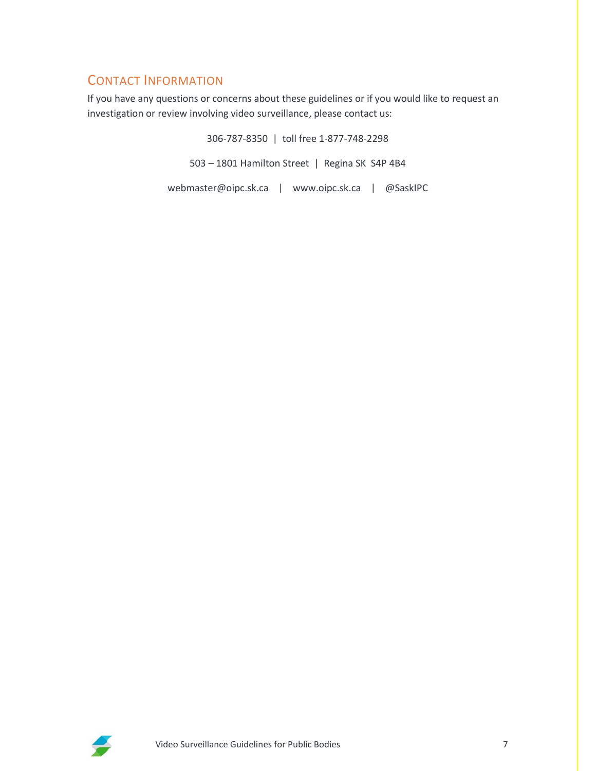## Contact Information

If you have any questions or concerns about these guidelines or if you would like to request an investigation or review involving video surveillance, please contact us:

306-787-8350 | toll free 1-877-748-2298

503 – 1801 Hamilton Street | Regina SK S4P 4B4

webmaster@oipc.sk.ca | www.oipc.sk.ca | @SaskIPC